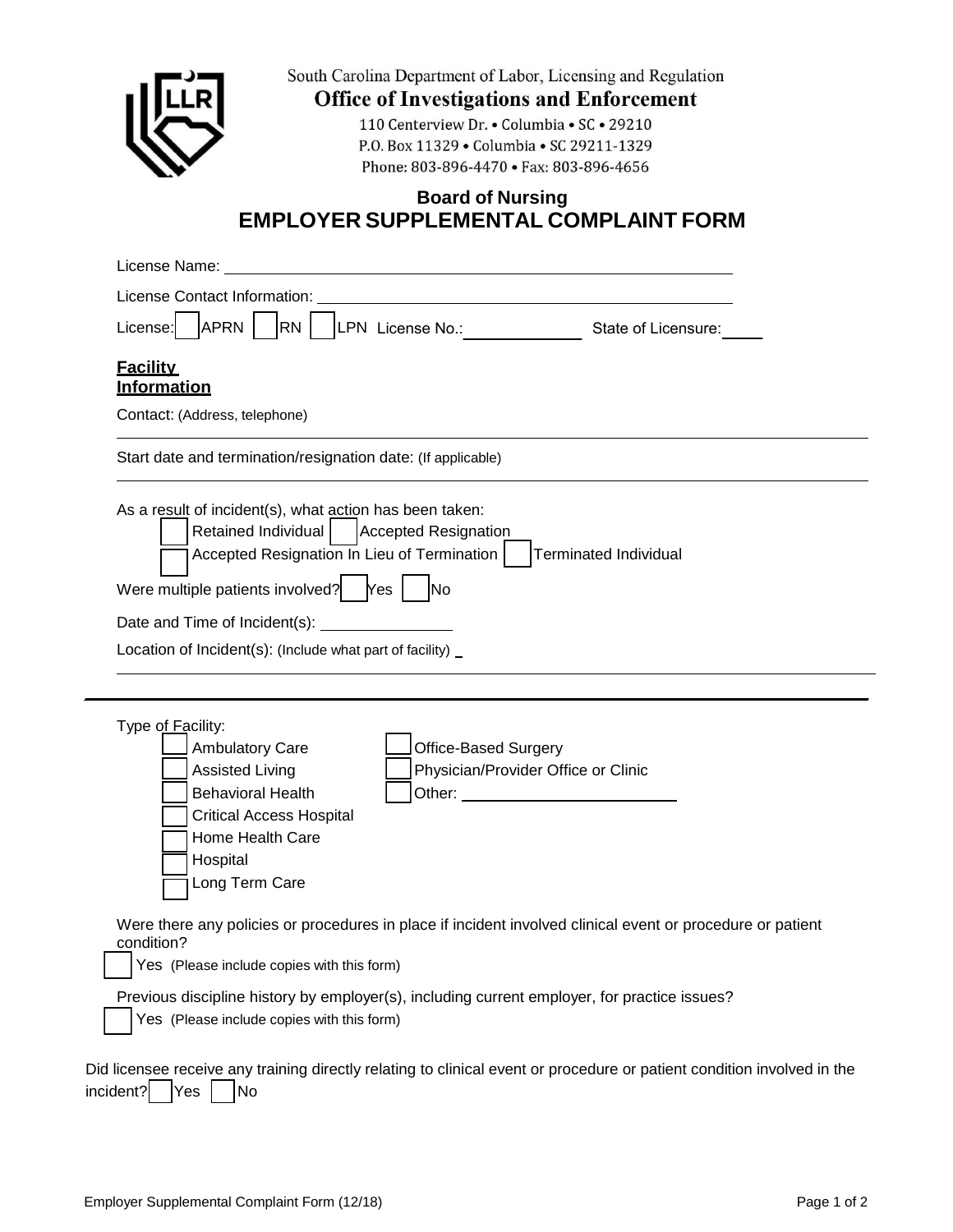South Carolina Department of Labor, Licensing and Regulation

**Office of Investigations and Enforcement**

110 Centerview Dr. • Columbia • SC • 29210
P.O. Box 11329 • Columbia • SC 29211-1329
Phone: 803-896-4470 • Fax: 803-896-4656

## Board of Nursing
# EMPLOYER SUPPLEMENTAL COMPLAINT FORM

License Name: ______________________________

License Contact Information: ______________________________

License: ☐ APRN ☐ RN ☐ LPN License No.: ______________ State of Licensure: _____

**Facility Information**

Contact: (Address, telephone)

______________________________

Start date and termination/resignation date: (If applicable)

______________________________

As a result of incident(s), what action has been taken:

☐ Retained Individual ☐ Accepted Resignation

☐ Accepted Resignation In Lieu of Termination ☐ Terminated Individual

Were multiple patients involved? ☐ Yes ☐ No

Date and Time of Incident(s): ______________

Location of Incident(s): (Include what part of facility) _

______________________________

Type of Facility:

☐ Ambulatory Care
☐ Assisted Living
☐ Behavioral Health
☐ Critical Access Hospital
☐ Home Health Care
☐ Hospital
☐ Long Term Care
☐ Office-Based Surgery
☐ Physician/Provider Office or Clinic
☐ Other: ______________________

Were there any policies or procedures in place if incident involved clinical event or procedure or patient condition?

☐ Yes (Please include copies with this form)

Previous discipline history by employer(s), including current employer, for practice issues?

☐ Yes (Please include copies with this form)

Did licensee receive any training directly relating to clinical event or procedure or patient condition involved in the incident? ☐ Yes ☐ No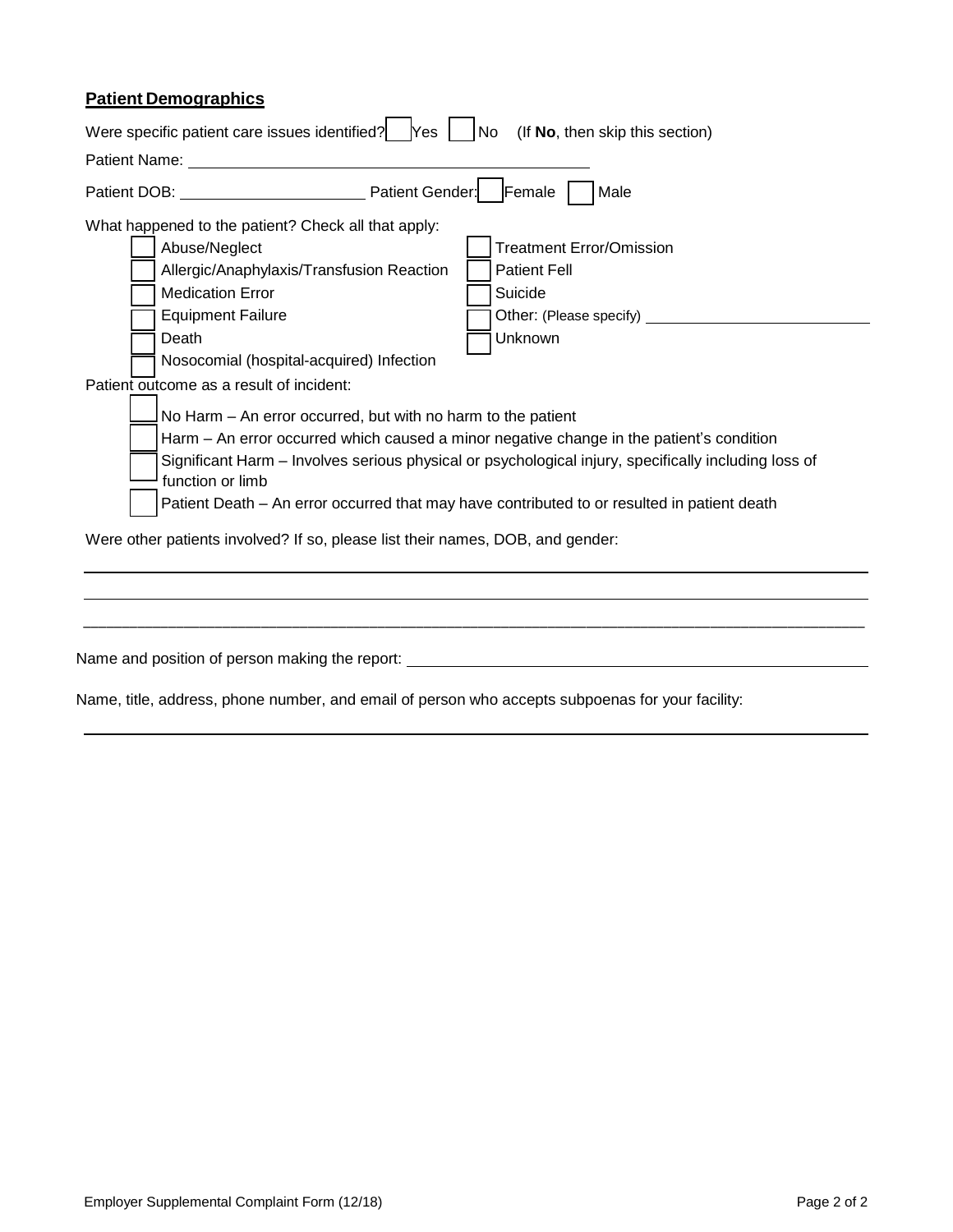**Patient Demographics**

Were specific patient care issues identified? ☐ Yes ☐ No (If **No**, then skip this section)

Patient Name: ______________________________________________

Patient DOB: ______________________ Patient Gender: ☐ Female ☐ Male

What happened to the patient? Check all that apply:

- ☐ Abuse/Neglect
- ☐ Allergic/Anaphylaxis/Transfusion Reaction
- ☐ Medication Error
- ☐ Equipment Failure
- ☐ Death
- ☐ Nosocomial (hospital-acquired) Infection
- ☐ Treatment Error/Omission
- ☐ Patient Fell
- ☐ Suicide
- ☐ Other: (Please specify) ____________________________
- ☐ Unknown

Patient outcome as a result of incident:

- ☐ No Harm – An error occurred, but with no harm to the patient
- ☐ Harm – An error occurred which caused a minor negative change in the patient's condition
- ☐ Significant Harm – Involves serious physical or psychological injury, specifically including loss of function or limb
- ☐ Patient Death – An error occurred that may have contributed to or resulted in patient death

Were other patients involved? If so, please list their names, DOB, and gender:

______________________________________________________________________________

______________________________________________________________________________

______________________________________________________________________________

Name and position of person making the report: ______________________________________________

Name, title, address, phone number, and email of person who accepts subpoenas for your facility:

______________________________________________________________________________